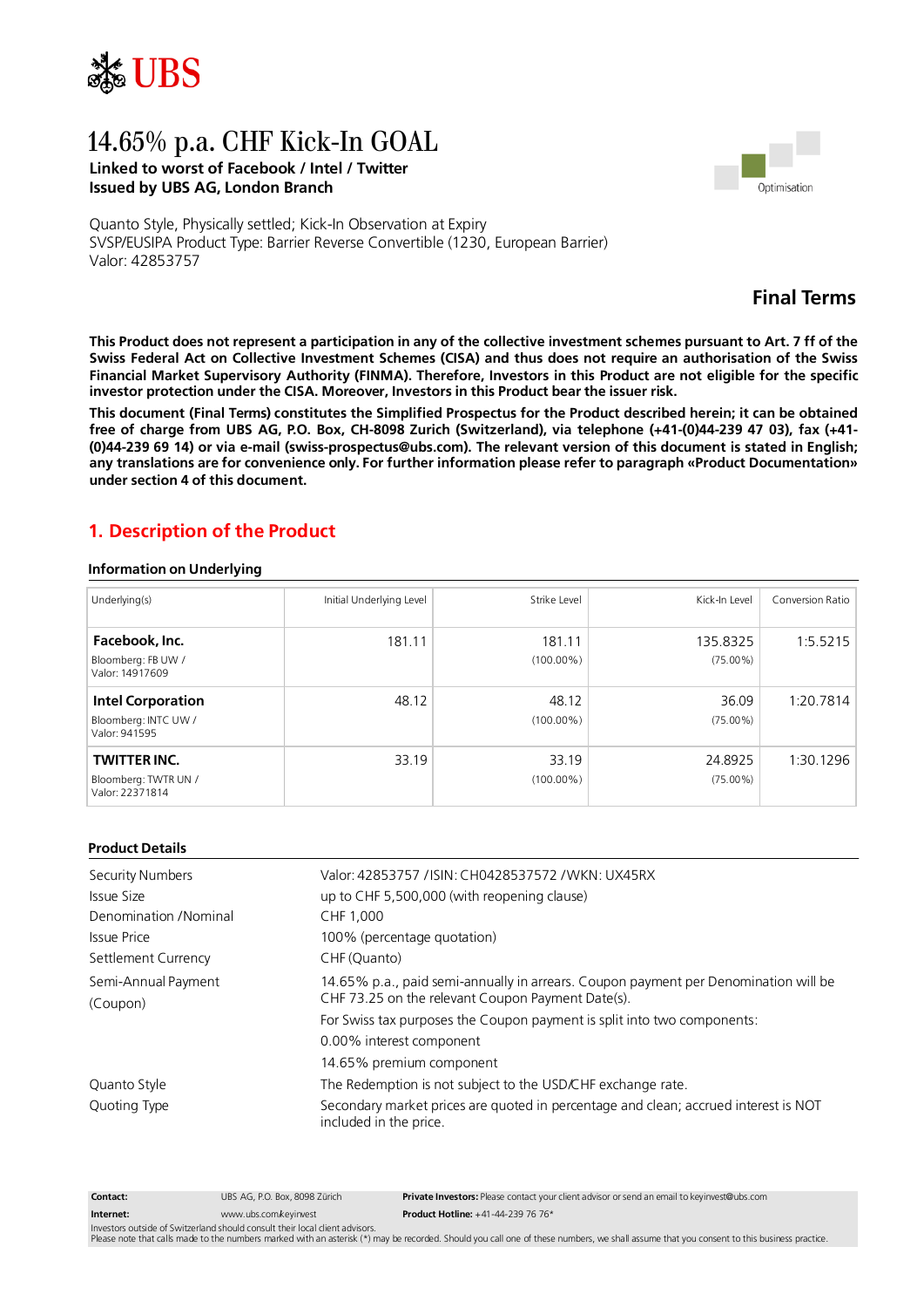UBS

# 14.65% p.a. CHF Kick-In GOAL

**Linked to worst of Facebook / Intel / Twitter**
**Issued by UBS AG, London Branch**

Optimisation

Quanto Style, Physically settled; Kick-In Observation at Expiry
SVSP/EUSIPA Product Type: Barrier Reverse Convertible (1230, European Barrier)
Valor: 42853757

## Final Terms

**This Product does not represent a participation in any of the collective investment schemes pursuant to Art. 7 ff of the Swiss Federal Act on Collective Investment Schemes (CISA) and thus does not require an authorisation of the Swiss Financial Market Supervisory Authority (FINMA). Therefore, Investors in this Product are not eligible for the specific investor protection under the CISA. Moreover, Investors in this Product bear the issuer risk.**

**This document (Final Terms) constitutes the Simplified Prospectus for the Product described herein; it can be obtained free of charge from UBS AG, P.O. Box, CH-8098 Zurich (Switzerland), via telephone (+41-(0)44-239 47 03), fax (+41-(0)44-239 69 14) or via e-mail (swiss-prospectus@ubs.com). The relevant version of this document is stated in English; any translations are for convenience only. For further information please refer to paragraph «Product Documentation» under section 4 of this document.**

## 1. Description of the Product

### Information on Underlying

| Underlying(s) | Initial Underlying Level | Strike Level | Kick-In Level | Conversion Ratio |
|---|---|---|---|---|
| **Facebook, Inc.** Bloomberg: FB UW / Valor: 14917609 | 181.11 | 181.11 (100.00%) | 135.8325 (75.00%) | 1:5.5215 |
| **Intel Corporation** Bloomberg: INTC UW / Valor: 941595 | 48.12 | 48.12 (100.00%) | 36.09 (75.00%) | 1:20.7814 |
| **TWITTER INC.** Bloomberg: TWTR UN / Valor: 22371814 | 33.19 | 33.19 (100.00%) | 24.8925 (75.00%) | 1:30.1296 |

### Product Details

| | |
|---|---|
| Security Numbers | Valor: 42853757 / ISIN: CH0428537572 / WKN: UX45RX |
| Issue Size | up to CHF 5,500,000 (with reopening clause) |
| Denomination / Nominal | CHF 1,000 |
| Issue Price | 100% (percentage quotation) |
| Settlement Currency | CHF (Quanto) |
| Semi-Annual Payment (Coupon) | 14.65% p.a., paid semi-annually in arrears. Coupon payment per Denomination will be CHF 73.25 on the relevant Coupon Payment Date(s).<br>For Swiss tax purposes the Coupon payment is split into two components:<br>0.00% interest component<br>14.65% premium component |
| Quanto Style | The Redemption is not subject to the USD/CHF exchange rate. |
| Quoting Type | Secondary market prices are quoted in percentage and clean; accrued interest is NOT included in the price. |

**Contact:** UBS AG, P.O. Box, 8098 Zürich
**Internet:** www.ubs.com/keyinvest
**Private Investors:** Please contact your client advisor or send an email to keyinvest@ubs.com
**Product Hotline:** +41-44-239 76 76*
Investors outside of Switzerland should consult their local client advisors.
Please note that calls made to the numbers marked with an asterisk (*) may be recorded. Should you call one of these numbers, we shall assume that you consent to this business practice.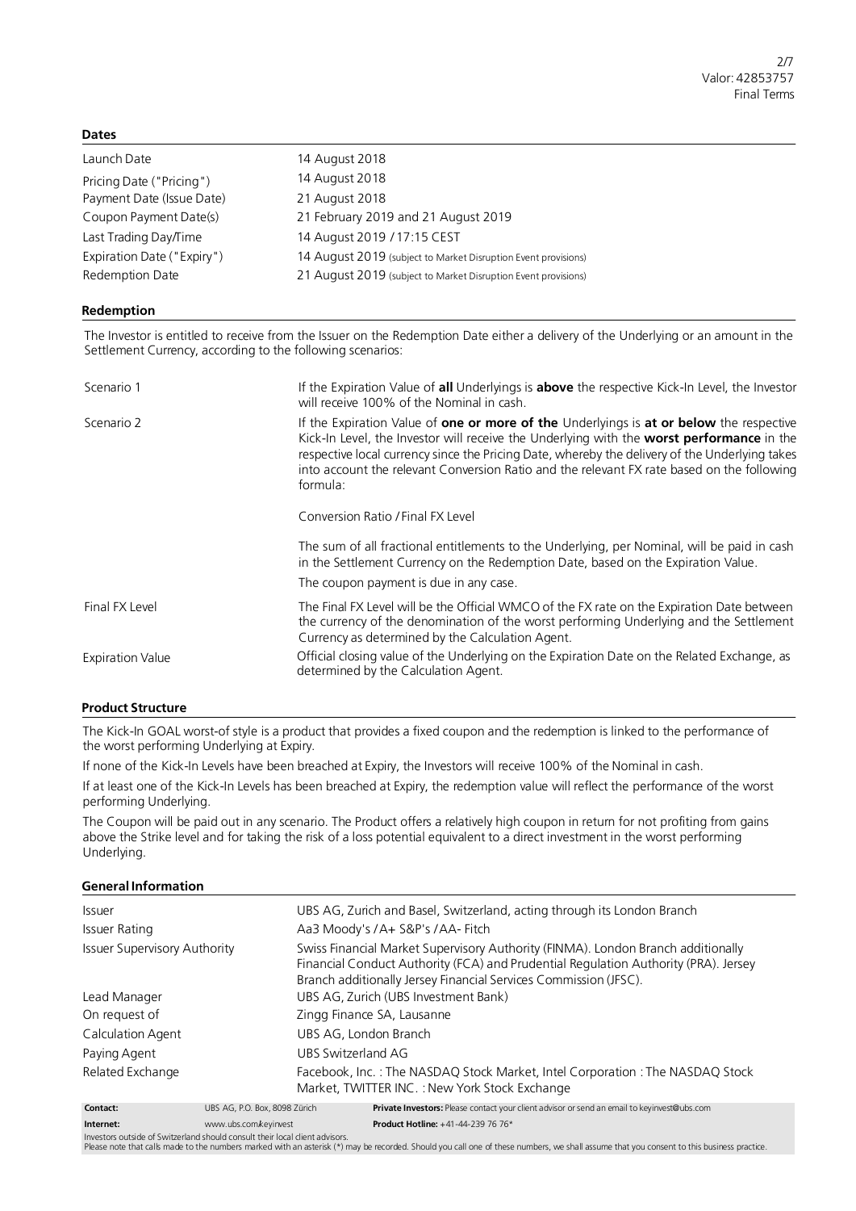## Dates

| | |
|---|---|
| Launch Date | 14 August 2018 |
| Pricing Date ("Pricing") | 14 August 2018 |
| Payment Date (Issue Date) | 21 August 2018 |
| Coupon Payment Date(s) | 21 February 2019 and 21 August 2019 |
| Last Trading Day/Time | 14 August 2019 / 17:15 CEST |
| Expiration Date ("Expiry") | 14 August 2019 (subject to Market Disruption Event provisions) |
| Redemption Date | 21 August 2019 (subject to Market Disruption Event provisions) |

## Redemption

The Investor is entitled to receive from the Issuer on the Redemption Date either a delivery of the Underlying or an amount in the Settlement Currency, according to the following scenarios:

| | |
|---|---|
| Scenario 1 | If the Expiration Value of **all** Underlyings is **above** the respective Kick-In Level, the Investor will receive 100% of the Nominal in cash. |
| Scenario 2 | If the Expiration Value of **one or more of the** Underlyings is **at or below** the respective Kick-In Level, the Investor will receive the Underlying with the **worst performance** in the respective local currency since the Pricing Date, whereby the delivery of the Underlying takes into account the relevant Conversion Ratio and the relevant FX rate based on the following formula:<br><br>Conversion Ratio / Final FX Level<br><br>The sum of all fractional entitlements to the Underlying, per Nominal, will be paid in cash in the Settlement Currency on the Redemption Date, based on the Expiration Value.<br>The coupon payment is due in any case. |
| Final FX Level | The Final FX Level will be the Official WMCO of the FX rate on the Expiration Date between the currency of the denomination of the worst performing Underlying and the Settlement Currency as determined by the Calculation Agent. |
| Expiration Value | Official closing value of the Underlying on the Expiration Date on the Related Exchange, as determined by the Calculation Agent. |

## Product Structure

The Kick-In GOAL worst-of style is a product that provides a fixed coupon and the redemption is linked to the performance of the worst performing Underlying at Expiry.

If none of the Kick-In Levels have been breached at Expiry, the Investors will receive 100% of the Nominal in cash.

If at least one of the Kick-In Levels has been breached at Expiry, the redemption value will reflect the performance of the worst performing Underlying.

The Coupon will be paid out in any scenario. The Product offers a relatively high coupon in return for not profiting from gains above the Strike level and for taking the risk of a loss potential equivalent to a direct investment in the worst performing Underlying.

## General Information

| | |
|---|---|
| Issuer | UBS AG, Zurich and Basel, Switzerland, acting through its London Branch |
| Issuer Rating | Aa3 Moody's / A+ S&P's / AA- Fitch |
| Issuer Supervisory Authority | Swiss Financial Market Supervisory Authority (FINMA). London Branch additionally Financial Conduct Authority (FCA) and Prudential Regulation Authority (PRA). Jersey Branch additionally Jersey Financial Services Commission (JFSC). |
| Lead Manager | UBS AG, Zurich (UBS Investment Bank) |
| On request of | Zingg Finance SA, Lausanne |
| Calculation Agent | UBS AG, London Branch |
| Paying Agent | UBS Switzerland AG |
| Related Exchange | Facebook, Inc. : The NASDAQ Stock Market, Intel Corporation : The NASDAQ Stock Market, TWITTER INC. : New York Stock Exchange |

| | | |
|---|---|---|
| **Contact:** | UBS AG, P.O. Box, 8098 Zürich | **Private Investors:** Please contact your client advisor or send an email to keyinvest@ubs.com |
| **Internet:** | www.ubs.com/keyinvest | **Product Hotline:** +41-44-239 76 76* |

Investors outside of Switzerland should consult their local client advisors.
Please note that calls made to the numbers marked with an asterisk (*) may be recorded. Should you call one of these numbers, we shall assume that you consent to this business practice.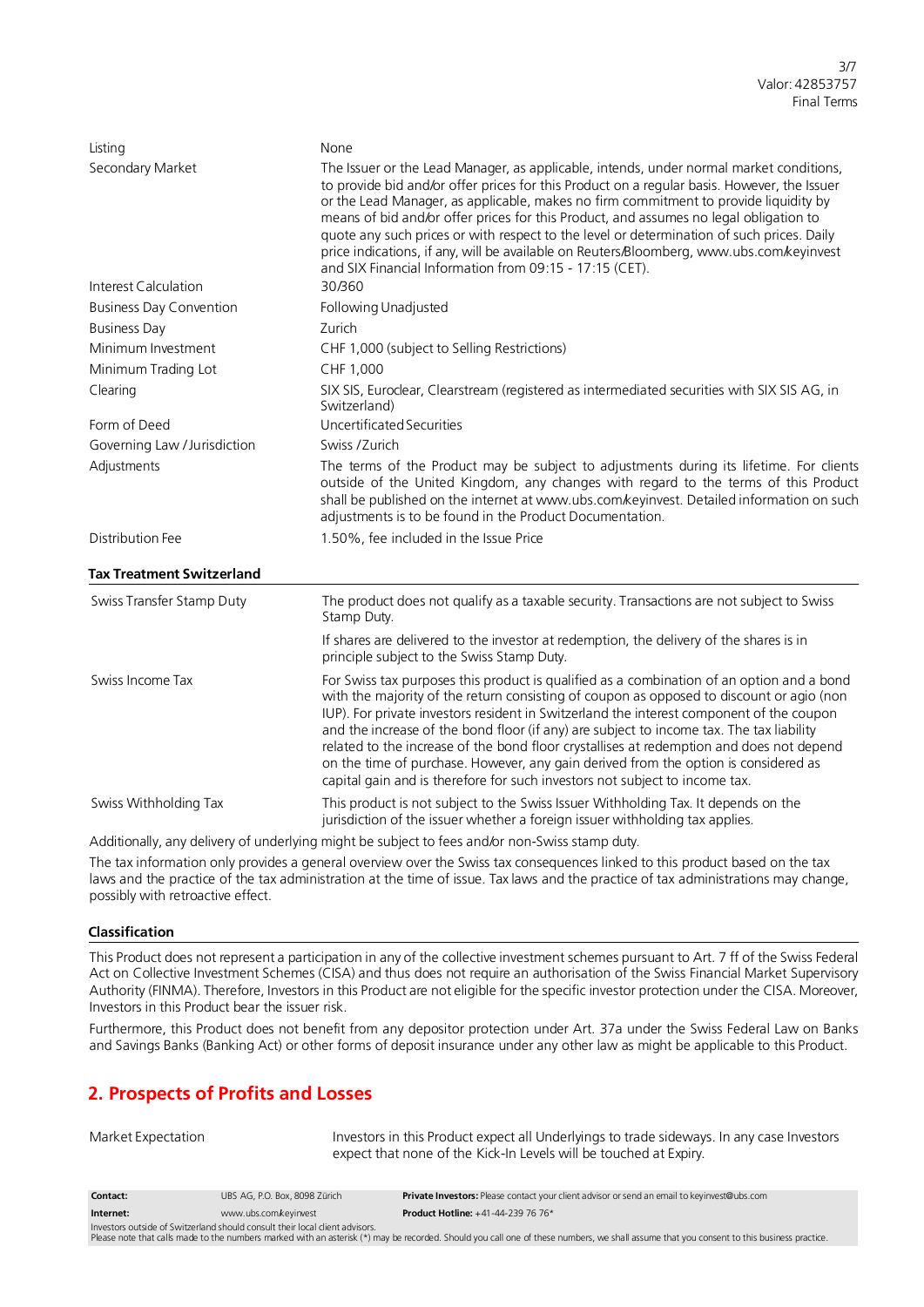| | |
|---|---|
| Listing | None |
| Secondary Market | The Issuer or the Lead Manager, as applicable, intends, under normal market conditions, to provide bid and/or offer prices for this Product on a regular basis. However, the Issuer or the Lead Manager, as applicable, makes no firm commitment to provide liquidity by means of bid and/or offer prices for this Product, and assumes no legal obligation to quote any such prices or with respect to the level or determination of such prices. Daily price indications, if any, will be available on Reuters/Bloomberg, www.ubs.com/keyinvest and SIX Financial Information from 09:15 - 17:15 (CET). |
| Interest Calculation | 30/360 |
| Business Day Convention | Following Unadjusted |
| Business Day | Zurich |
| Minimum Investment | CHF 1,000 (subject to Selling Restrictions) |
| Minimum Trading Lot | CHF 1,000 |
| Clearing | SIX SIS, Euroclear, Clearstream (registered as intermediated securities with SIX SIS AG, in Switzerland) |
| Form of Deed | Uncertificated Securities |
| Governing Law / Jurisdiction | Swiss / Zurich |
| Adjustments | The terms of the Product may be subject to adjustments during its lifetime. For clients outside of the United Kingdom, any changes with regard to the terms of this Product shall be published on the internet at www.ubs.com/keyinvest. Detailed information on such adjustments is to be found in the Product Documentation. |
| Distribution Fee | 1.50%, fee included in the Issue Price |

**Tax Treatment Switzerland**

| | |
|---|---|
| Swiss Transfer Stamp Duty | The product does not qualify as a taxable security. Transactions are not subject to Swiss Stamp Duty.<br><br>If shares are delivered to the investor at redemption, the delivery of the shares is in principle subject to the Swiss Stamp Duty. |
| Swiss Income Tax | For Swiss tax purposes this product is qualified as a combination of an option and a bond with the majority of the return consisting of coupon as opposed to discount or agio (non IUP). For private investors resident in Switzerland the interest component of the coupon and the increase of the bond floor (if any) are subject to income tax. The tax liability related to the increase of the bond floor crystallises at redemption and does not depend on the time of purchase. However, any gain derived from the option is considered as capital gain and is therefore for such investors not subject to income tax. |
| Swiss Withholding Tax | This product is not subject to the Swiss Issuer Withholding Tax. It depends on the jurisdiction of the issuer whether a foreign issuer withholding tax applies. |

Additionally, any delivery of underlying might be subject to fees and/or non-Swiss stamp duty.

The tax information only provides a general overview over the Swiss tax consequences linked to this product based on the tax laws and the practice of the tax administration at the time of issue. Tax laws and the practice of tax administrations may change, possibly with retroactive effect.

**Classification**

This Product does not represent a participation in any of the collective investment schemes pursuant to Art. 7 ff of the Swiss Federal Act on Collective Investment Schemes (CISA) and thus does not require an authorisation of the Swiss Financial Market Supervisory Authority (FINMA). Therefore, Investors in this Product are not eligible for the specific investor protection under the CISA. Moreover, Investors in this Product bear the issuer risk.

Furthermore, this Product does not benefit from any depositor protection under Art. 37a under the Swiss Federal Law on Banks and Savings Banks (Banking Act) or other forms of deposit insurance under any other law as might be applicable to this Product.

## 2. Prospects of Profits and Losses

| | |
|---|---|
| Market Expectation | Investors in this Product expect all Underlyings to trade sideways. In any case Investors expect that none of the Kick-In Levels will be touched at Expiry. |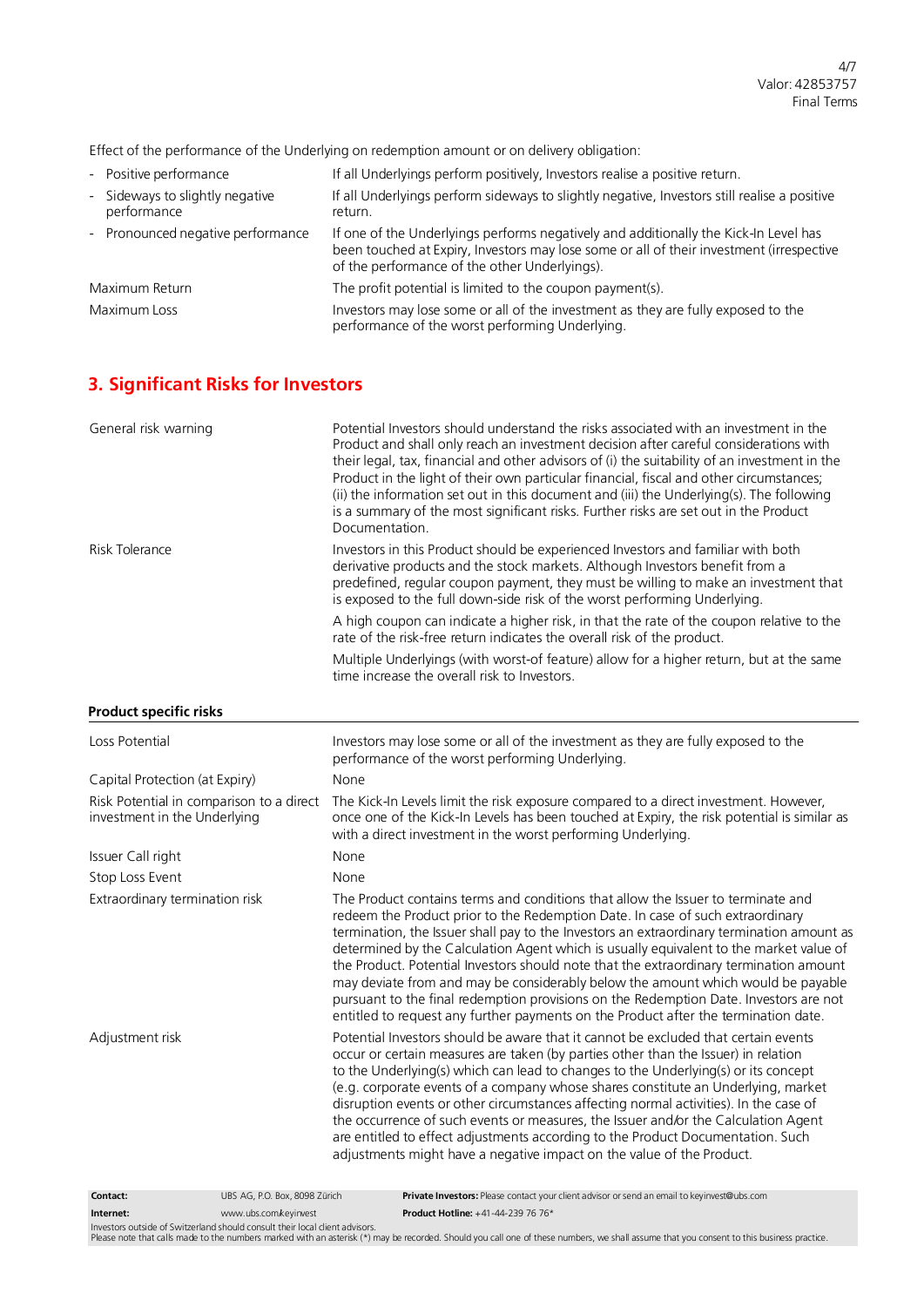Effect of the performance of the Underlying on redemption amount or on delivery obligation:

| | |
|---|---|
| - Positive performance | If all Underlyings perform positively, Investors realise a positive return. |
| - Sideways to slightly negative performance | If all Underlyings perform sideways to slightly negative, Investors still realise a positive return. |
| - Pronounced negative performance | If one of the Underlyings performs negatively and additionally the Kick-In Level has been touched at Expiry, Investors may lose some or all of their investment (irrespective of the performance of the other Underlyings). |
| Maximum Return | The profit potential is limited to the coupon payment(s). |
| Maximum Loss | Investors may lose some or all of the investment as they are fully exposed to the performance of the worst performing Underlying. |

## 3. Significant Risks for Investors

| | |
|---|---|
| General risk warning | Potential Investors should understand the risks associated with an investment in the Product and shall only reach an investment decision after careful considerations with their legal, tax, financial and other advisors of (i) the suitability of an investment in the Product in the light of their own particular financial, fiscal and other circumstances; (ii) the information set out in this document and (iii) the Underlying(s). The following is a summary of the most significant risks. Further risks are set out in the Product Documentation. |
| Risk Tolerance | Investors in this Product should be experienced Investors and familiar with both derivative products and the stock markets. Although Investors benefit from a predefined, regular coupon payment, they must be willing to make an investment that is exposed to the full down-side risk of the worst performing Underlying.<br><br>A high coupon can indicate a higher risk, in that the rate of the coupon relative to the rate of the risk-free return indicates the overall risk of the product.<br><br>Multiple Underlyings (with worst-of feature) allow for a higher return, but at the same time increase the overall risk to Investors. |

**Product specific risks**

| | |
|---|---|
| Loss Potential | Investors may lose some or all of the investment as they are fully exposed to the performance of the worst performing Underlying. |
| Capital Protection (at Expiry) | None |
| Risk Potential in comparison to a direct investment in the Underlying | The Kick-In Levels limit the risk exposure compared to a direct investment. However, once one of the Kick-In Levels has been touched at Expiry, the risk potential is similar as with a direct investment in the worst performing Underlying. |
| Issuer Call right | None |
| Stop Loss Event | None |
| Extraordinary termination risk | The Product contains terms and conditions that allow the Issuer to terminate and redeem the Product prior to the Redemption Date. In case of such extraordinary termination, the Issuer shall pay to the Investors an extraordinary termination amount as determined by the Calculation Agent which is usually equivalent to the market value of the Product. Potential Investors should note that the extraordinary termination amount may deviate from and may be considerably below the amount which would be payable pursuant to the final redemption provisions on the Redemption Date. Investors are not entitled to request any further payments on the Product after the termination date. |
| Adjustment risk | Potential Investors should be aware that it cannot be excluded that certain events occur or certain measures are taken (by parties other than the Issuer) in relation to the Underlying(s) which can lead to changes to the Underlying(s) or its concept (e.g. corporate events of a company whose shares constitute an Underlying, market disruption events or other circumstances affecting normal activities). In the case of the occurrence of such events or measures, the Issuer and/or the Calculation Agent are entitled to effect adjustments according to the Product Documentation. Such adjustments might have a negative impact on the value of the Product. |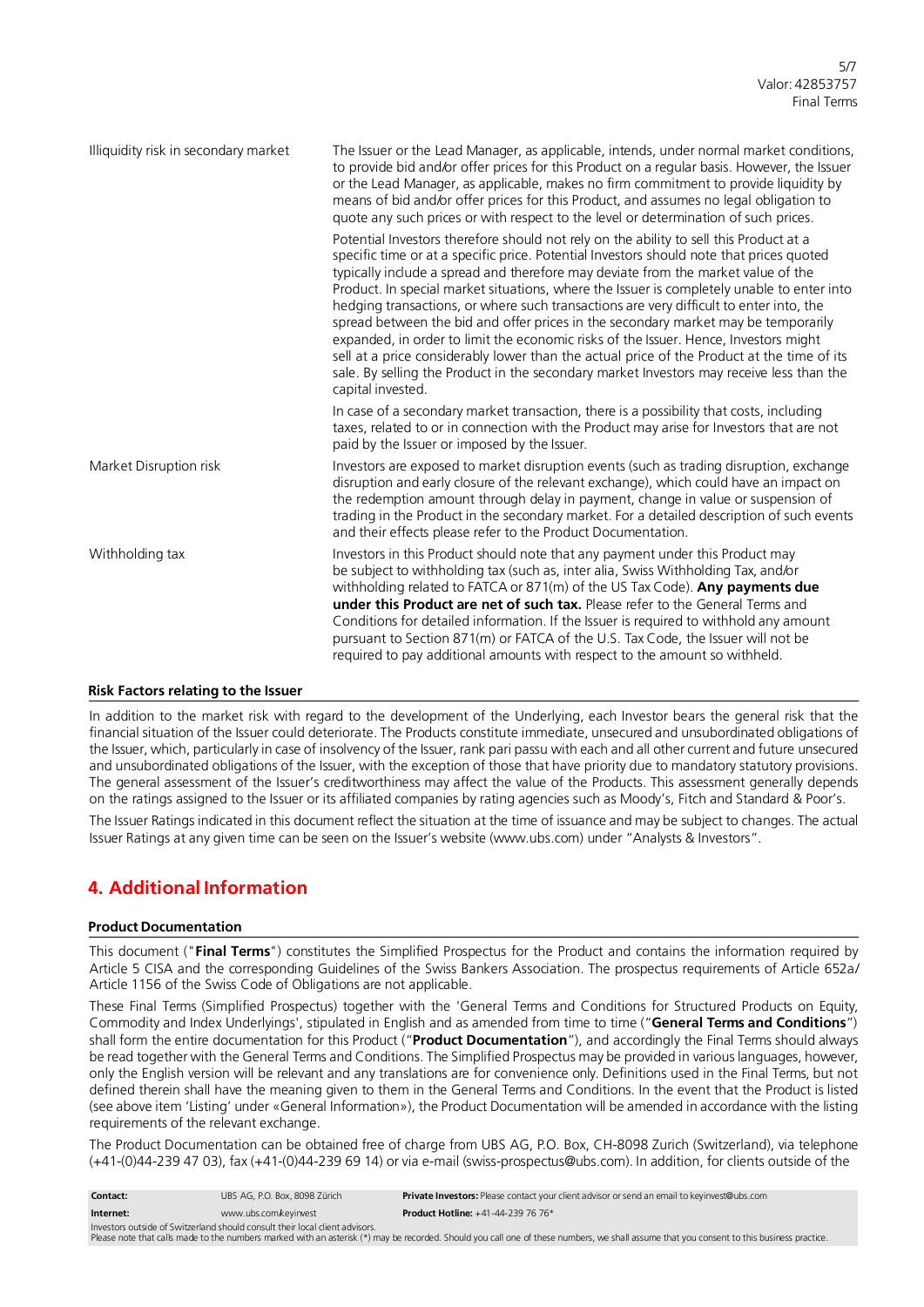| | |
|---|---|
| Illiquidity risk in secondary market | The Issuer or the Lead Manager, as applicable, intends, under normal market conditions, to provide bid and/or offer prices for this Product on a regular basis. However, the Issuer or the Lead Manager, as applicable, makes no firm commitment to provide liquidity by means of bid and/or offer prices for this Product, and assumes no legal obligation to quote any such prices or with respect to the level or determination of such prices.<br><br>Potential Investors therefore should not rely on the ability to sell this Product at a specific time or at a specific price. Potential Investors should note that prices quoted typically include a spread and therefore may deviate from the market value of the Product. In special market situations, where the Issuer is completely unable to enter into hedging transactions, or where such transactions are very difficult to enter into, the spread between the bid and offer prices in the secondary market may be temporarily expanded, in order to limit the economic risks of the Issuer. Hence, Investors might sell at a price considerably lower than the actual price of the Product at the time of its sale. By selling the Product in the secondary market Investors may receive less than the capital invested.<br><br>In case of a secondary market transaction, there is a possibility that costs, including taxes, related to or in connection with the Product may arise for Investors that are not paid by the Issuer or imposed by the Issuer. |
| Market Disruption risk | Investors are exposed to market disruption events (such as trading disruption, exchange disruption and early closure of the relevant exchange), which could have an impact on the redemption amount through delay in payment, change in value or suspension of trading in the Product in the secondary market. For a detailed description of such events and their effects please refer to the Product Documentation. |
| Withholding tax | Investors in this Product should note that any payment under this Product may be subject to withholding tax (such as, inter alia, Swiss Withholding Tax, and/or withholding related to FATCA or 871(m) of the US Tax Code). **Any payments due under this Product are net of such tax.** Please refer to the General Terms and Conditions for detailed information. If the Issuer is required to withhold any amount pursuant to Section 871(m) or FATCA of the U.S. Tax Code, the Issuer will not be required to pay additional amounts with respect to the amount so withheld. |

**Risk Factors relating to the Issuer**

In addition to the market risk with regard to the development of the Underlying, each Investor bears the general risk that the financial situation of the Issuer could deteriorate. The Products constitute immediate, unsecured and unsubordinated obligations of the Issuer, which, particularly in case of insolvency of the Issuer, rank pari passu with each and all other current and future unsecured and unsubordinated obligations of the Issuer, with the exception of those that have priority due to mandatory statutory provisions. The general assessment of the Issuer's creditworthiness may affect the value of the Products. This assessment generally depends on the ratings assigned to the Issuer or its affiliated companies by rating agencies such as Moody's, Fitch and Standard & Poor's.

The Issuer Ratings indicated in this document reflect the situation at the time of issuance and may be subject to changes. The actual Issuer Ratings at any given time can be seen on the Issuer's website (www.ubs.com) under "Analysts & Investors".

## 4. Additional Information

**Product Documentation**

This document ("**Final Terms**") constitutes the Simplified Prospectus for the Product and contains the information required by Article 5 CISA and the corresponding Guidelines of the Swiss Bankers Association. The prospectus requirements of Article 652a/ Article 1156 of the Swiss Code of Obligations are not applicable.

These Final Terms (Simplified Prospectus) together with the 'General Terms and Conditions for Structured Products on Equity, Commodity and Index Underlyings', stipulated in English and as amended from time to time ("**General Terms and Conditions**") shall form the entire documentation for this Product ("**Product Documentation**"), and accordingly the Final Terms should always be read together with the General Terms and Conditions. The Simplified Prospectus may be provided in various languages, however, only the English version will be relevant and any translations are for convenience only. Definitions used in the Final Terms, but not defined therein shall have the meaning given to them in the General Terms and Conditions. In the event that the Product is listed (see above item 'Listing' under «General Information»), the Product Documentation will be amended in accordance with the listing requirements of the relevant exchange.

The Product Documentation can be obtained free of charge from UBS AG, P.O. Box, CH-8098 Zurich (Switzerland), via telephone (+41-(0)44-239 47 03), fax (+41-(0)44-239 69 14) or via e-mail (swiss-prospectus@ubs.com). In addition, for clients outside of the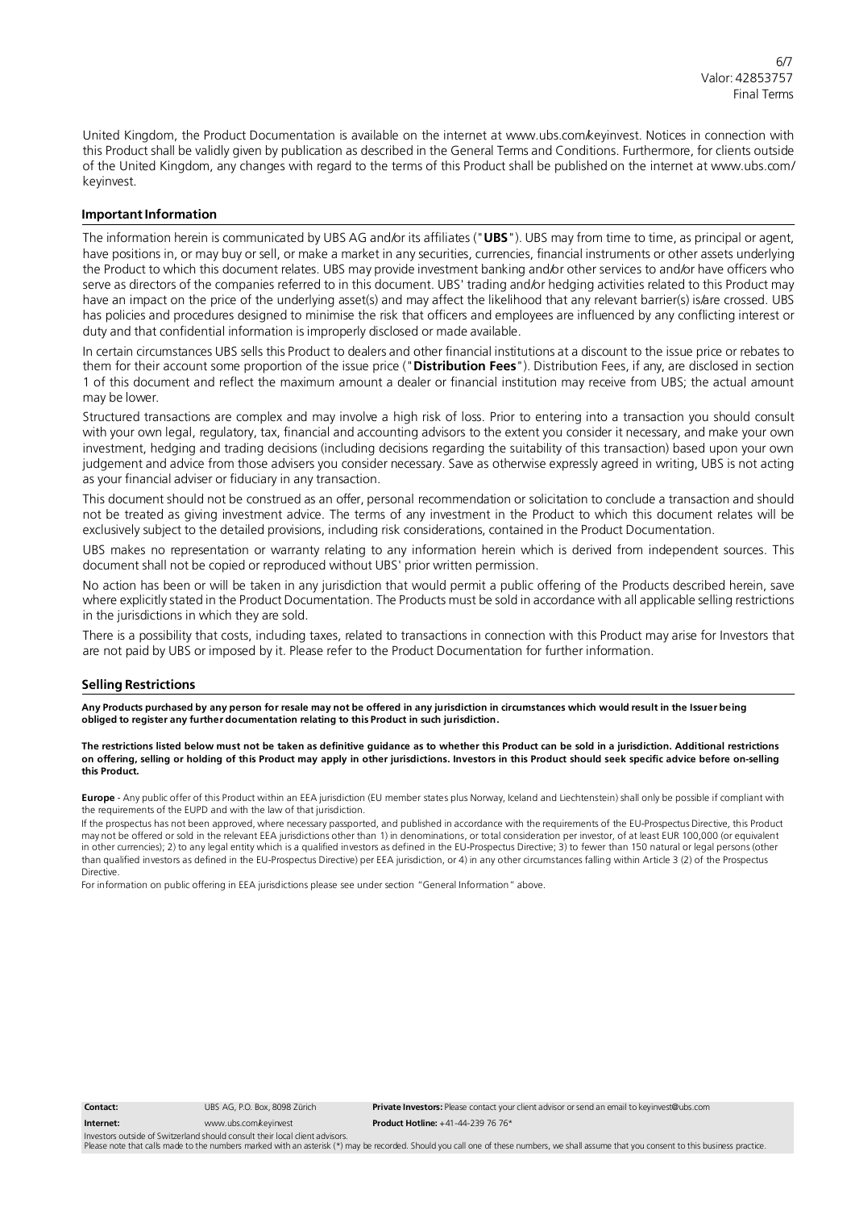United Kingdom, the Product Documentation is available on the internet at www.ubs.com/keyinvest. Notices in connection with this Product shall be validly given by publication as described in the General Terms and Conditions. Furthermore, for clients outside of the United Kingdom, any changes with regard to the terms of this Product shall be published on the internet at www.ubs.com/keyinvest.

## Important Information

The information herein is communicated by UBS AG and/or its affiliates ("**UBS**"). UBS may from time to time, as principal or agent, have positions in, or may buy or sell, or make a market in any securities, currencies, financial instruments or other assets underlying the Product to which this document relates. UBS may provide investment banking and/or other services to and/or have officers who serve as directors of the companies referred to in this document. UBS' trading and/or hedging activities related to this Product may have an impact on the price of the underlying asset(s) and may affect the likelihood that any relevant barrier(s) is/are crossed. UBS has policies and procedures designed to minimise the risk that officers and employees are influenced by any conflicting interest or duty and that confidential information is improperly disclosed or made available.

In certain circumstances UBS sells this Product to dealers and other financial institutions at a discount to the issue price or rebates to them for their account some proportion of the issue price ("**Distribution Fees**"). Distribution Fees, if any, are disclosed in section 1 of this document and reflect the maximum amount a dealer or financial institution may receive from UBS; the actual amount may be lower.

Structured transactions are complex and may involve a high risk of loss. Prior to entering into a transaction you should consult with your own legal, regulatory, tax, financial and accounting advisors to the extent you consider it necessary, and make your own investment, hedging and trading decisions (including decisions regarding the suitability of this transaction) based upon your own judgement and advice from those advisers you consider necessary. Save as otherwise expressly agreed in writing, UBS is not acting as your financial adviser or fiduciary in any transaction.

This document should not be construed as an offer, personal recommendation or solicitation to conclude a transaction and should not be treated as giving investment advice. The terms of any investment in the Product to which this document relates will be exclusively subject to the detailed provisions, including risk considerations, contained in the Product Documentation.

UBS makes no representation or warranty relating to any information herein which is derived from independent sources. This document shall not be copied or reproduced without UBS' prior written permission.

No action has been or will be taken in any jurisdiction that would permit a public offering of the Products described herein, save where explicitly stated in the Product Documentation. The Products must be sold in accordance with all applicable selling restrictions in the jurisdictions in which they are sold.

There is a possibility that costs, including taxes, related to transactions in connection with this Product may arise for Investors that are not paid by UBS or imposed by it. Please refer to the Product Documentation for further information.

## Selling Restrictions

**Any Products purchased by any person for resale may not be offered in any jurisdiction in circumstances which would result in the Issuer being obliged to register any further documentation relating to this Product in such jurisdiction.**

**The restrictions listed below must not be taken as definitive guidance as to whether this Product can be sold in a jurisdiction. Additional restrictions on offering, selling or holding of this Product may apply in other jurisdictions. Investors in this Product should seek specific advice before on-selling this Product.**

**Europe** - Any public offer of this Product within an EEA jurisdiction (EU member states plus Norway, Iceland and Liechtenstein) shall only be possible if compliant with the requirements of the EUPD and with the law of that jurisdiction.

If the prospectus has not been approved, where necessary passported, and published in accordance with the requirements of the EU-Prospectus Directive, this Product may not be offered or sold in the relevant EEA jurisdictions other than 1) in denominations, or total consideration per investor, of at least EUR 100,000 (or equivalent in other currencies); 2) to any legal entity which is a qualified investors as defined in the EU-Prospectus Directive; 3) to fewer than 150 natural or legal persons (other than qualified investors as defined in the EU-Prospectus Directive) per EEA jurisdiction, or 4) in any other circumstances falling within Article 3 (2) of the Prospectus Directive.

For information on public offering in EEA jurisdictions please see under section "General Information" above.

**Contact:** UBS AG, P.O. Box, 8098 Zürich
**Private Investors:** Please contact your client advisor or send an email to keyinvest@ubs.com
**Internet:** www.ubs.com/keyinvest
**Product Hotline:** +41-44-239 76 76*

Investors outside of Switzerland should consult their local client advisors.
Please note that calls made to the numbers marked with an asterisk (*) may be recorded. Should you call one of these numbers, we shall assume that you consent to this business practice.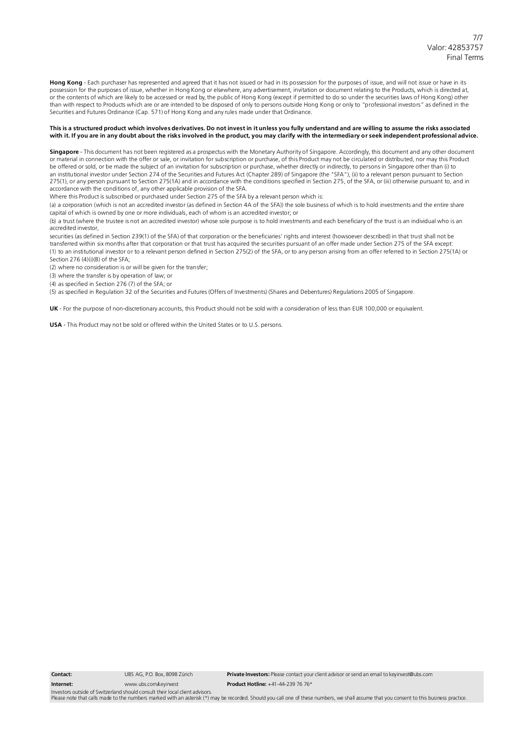**Hong Kong** - Each purchaser has represented and agreed that it has not issued or had in its possession for the purposes of issue, and will not issue or have in its possession for the purposes of issue, whether in Hong Kong or elsewhere, any advertisement, invitation or document relating to the Products, which is directed at, or the contents of which are likely to be accessed or read by, the public of Hong Kong (except if permitted to do so under the securities laws of Hong Kong) other than with respect to Products which are or are intended to be disposed of only to persons outside Hong Kong or only to "professional investors" as defined in the Securities and Futures Ordinance (Cap. 571) of Hong Kong and any rules made under that Ordinance.

**This is a structured product which involves derivatives. Do not invest in it unless you fully understand and are willing to assume the risks associated with it. If you are in any doubt about the risks involved in the product, you may clarify with the intermediary or seek independent professional advice.**

**Singapore** - This document has not been registered as a prospectus with the Monetary Authority of Singapore. Accordingly, this document and any other document or material in connection with the offer or sale, or invitation for subscription or purchase, of this Product may not be circulated or distributed, nor may this Product be offered or sold, or be made the subject of an invitation for subscription or purchase, whether directly or indirectly, to persons in Singapore other than (i) to an institutional investor under Section 274 of the Securities and Futures Act (Chapter 289) of Singapore (the "SFA"), (ii) to a relevant person pursuant to Section 275(1), or any person pursuant to Section 275(1A) and in accordance with the conditions specified in Section 275, of the SFA, or (iii) otherwise pursuant to, and in accordance with the conditions of, any other applicable provision of the SFA.

Where this Product is subscribed or purchased under Section 275 of the SFA by a relevant person which is:

(a) a corporation (which is not an accredited investor (as defined in Section 4A of the SFA)) the sole business of which is to hold investments and the entire share capital of which is owned by one or more individuals, each of whom is an accredited investor; or

(b) a trust (where the trustee is not an accredited investor) whose sole purpose is to hold investments and each beneficiary of the trust is an individual who is an accredited investor,

securities (as defined in Section 239(1) of the SFA) of that corporation or the beneficiaries' rights and interest (howsoever described) in that trust shall not be transferred within six months after that corporation or that trust has acquired the securities pursuant of an offer made under Section 275 of the SFA except:

(1) to an institutional investor or to a relevant person defined in Section 275(2) of the SFA, or to any person arising from an offer referred to in Section 275(1A) or Section 276 (4)(i)(B) of the SFA;

(2) where no consideration is or will be given for the transfer;

(3) where the transfer is by operation of law; or

(4) as specified in Section 276 (7) of the SFA; or

(5) as specified in Regulation 32 of the Securities and Futures (Offers of Investments) (Shares and Debentures) Regulations 2005 of Singapore.

**UK** - For the purpose of non-discretionary accounts, this Product should not be sold with a consideration of less than EUR 100,000 or equivalent.

**USA** - This Product may not be sold or offered within the United States or to U.S. persons.

| | | |
|---|---|---|
| **Contact:** | UBS AG, P.O. Box, 8098 Zürich | **Private Investors:** Please contact your client advisor or send an email to keyinvest@ubs.com |
| **Internet:** | www.ubs.com/keyinvest | **Product Hotline:** +41-44-239 76 76* |

Investors outside of Switzerland should consult their local client advisors.
Please note that calls made to the numbers marked with an asterisk (*) may be recorded. Should you call one of these numbers, we shall assume that you consent to this business practice.